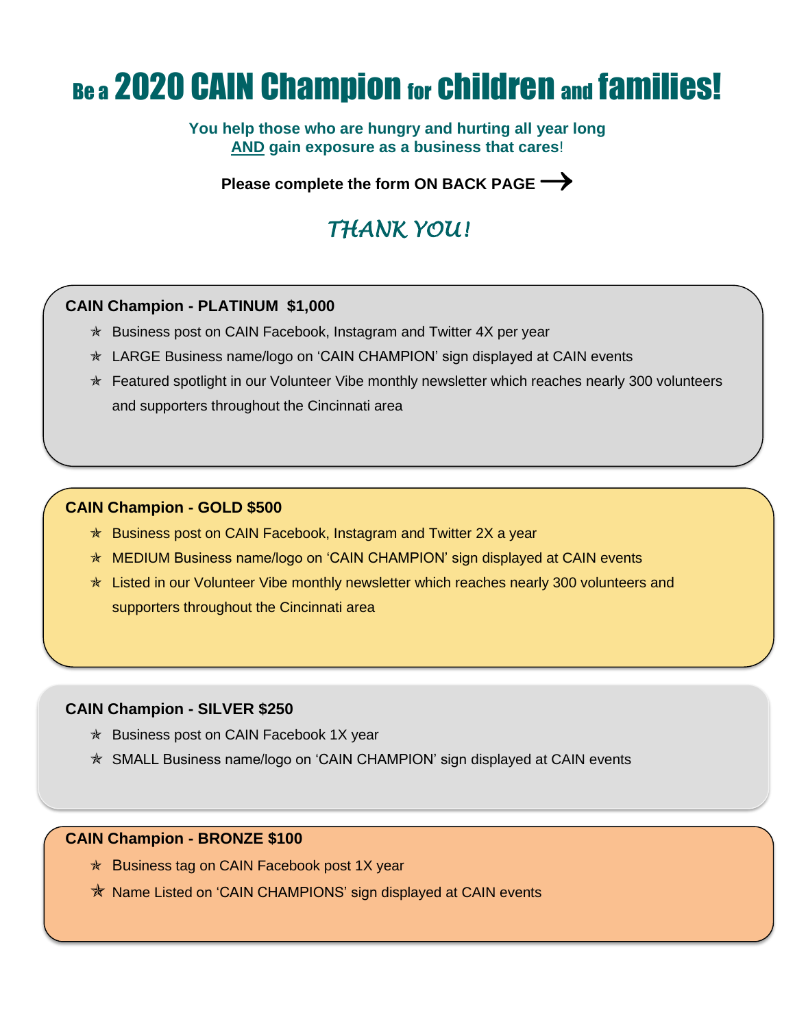# Be a 2020 CAIN Champion for children and families!

**You help those who are hungry and hurting all year long**
**AND gain exposure as a business that cares!**

**Please complete the form ON BACK PAGE →**

*THANK YOU!*

**CAIN Champion - PLATINUM $1,000**

- Business post on CAIN Facebook, Instagram and Twitter 4X per year
- LARGE Business name/logo on 'CAIN CHAMPION' sign displayed at CAIN events
- Featured spotlight in our Volunteer Vibe monthly newsletter which reaches nearly 300 volunteers and supporters throughout the Cincinnati area

**CAIN Champion - GOLD $500**

- Business post on CAIN Facebook, Instagram and Twitter 2X a year
- MEDIUM Business name/logo on 'CAIN CHAMPION' sign displayed at CAIN events
- Listed in our Volunteer Vibe monthly newsletter which reaches nearly 300 volunteers and supporters throughout the Cincinnati area

**CAIN Champion - SILVER $250**

- Business post on CAIN Facebook 1X year
- SMALL Business name/logo on 'CAIN CHAMPION' sign displayed at CAIN events

**CAIN Champion - BRONZE $100**

- Business tag on CAIN Facebook post 1X year
- Name Listed on 'CAIN CHAMPIONS' sign displayed at CAIN events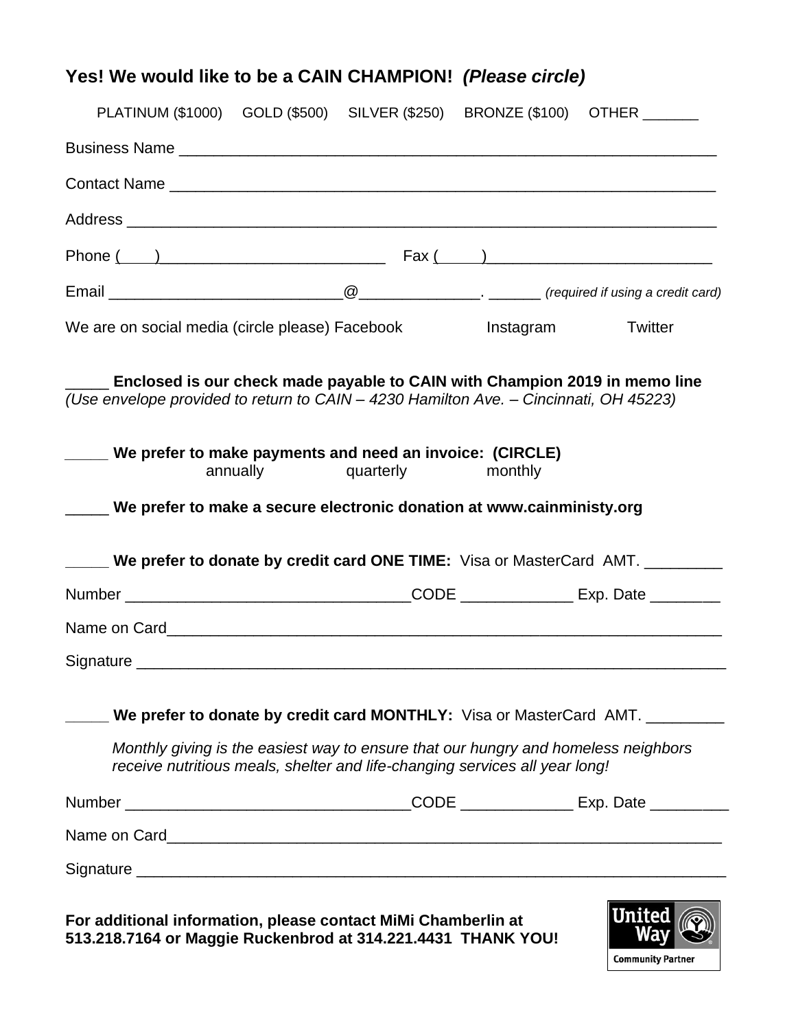## Yes! We would like to be a CAIN CHAMPION! *(Please circle)*

PLATINUM ($1000) GOLD ($500) SILVER ($250) BRONZE ($100) OTHER _______

Business Name ________________________________________________________________

Contact Name ________________________________________________________________

Address ____________________________________________________________________

Phone (____)___________________________ Fax (_____)___________________________

Email ___________________________@______________. ______ *(required if using a credit card)*

We are on social media (circle please) Facebook Instagram Twitter

_____ **Enclosed is our check made payable to CAIN with Champion 2019 in memo line**
*(Use envelope provided to return to CAIN – 4230 Hamilton Ave. – Cincinnati, OH 45223)*

_____ **We prefer to make payments and need an invoice: (CIRCLE)**
annually quarterly monthly

_____ **We prefer to make a secure electronic donation at www.cainministy.org**

_____ **We prefer to donate by credit card ONE TIME:** Visa or MasterCard AMT. _________

Number _________________________________CODE _____________ Exp. Date ________

Name on Card____________________________________________________________________

Signature _______________________________________________________________________

_____ **We prefer to donate by credit card MONTHLY:** Visa or MasterCard AMT. _________

*Monthly giving is the easiest way to ensure that our hungry and homeless neighbors receive nutritious meals, shelter and life-changing services all year long!*

Number _________________________________CODE _____________ Exp. Date _________

Name on Card____________________________________________________________________

Signature _______________________________________________________________________

**For additional information, please contact MiMi Chamberlin at 513.218.7164 or Maggie Ruckenbrod at 314.221.4431 THANK YOU!**

United Way Community Partner